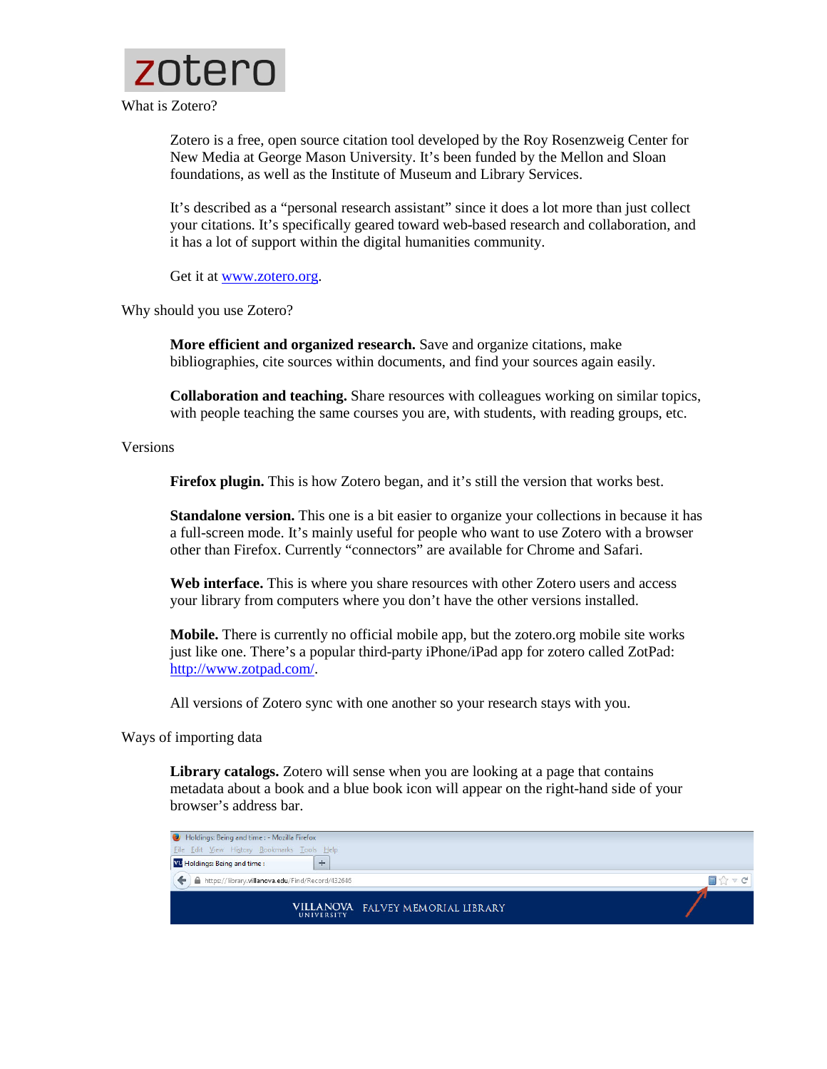# zotero

## What is Zotero?

Zotero is a free, open source citation tool developed by the Roy Rosenzweig Center for New Media at George Mason University. It's been funded by the Mellon and Sloan foundations, as well as the Institute of Museum and Library Services.

It's described as a "personal research assistant" since it does a lot more than just collect your citations. It's specifically geared toward web-based research and collaboration, and it has a lot of support within the digital humanities community.

Get it at [www.zotero.org](http://www.zotero.org).

## Why should you use Zotero?

**More efficient and organized research.** Save and organize citations, make bibliographies, cite sources within documents, and find your sources again easily.

**Collaboration and teaching.** Share resources with colleagues working on similar topics, with people teaching the same courses you are, with students, with reading groups, etc.

## Versions

**Firefox plugin.** This is how Zotero began, and it's still the version that works best.

**Standalone version.** This one is a bit easier to organize your collections in because it has a full-screen mode. It's mainly useful for people who want to use Zotero with a browser other than Firefox. Currently "connectors" are available for Chrome and Safari.

**Web interface.** This is where you share resources with other Zotero users and access your library from computers where you don't have the other versions installed.

**Mobile.** There is currently no official mobile app, but the zotero.org mobile site works just like one. There's a popular third-party iPhone/iPad app for zotero called ZotPad: [http://www.zotpad.com/](http://www.zotpad.com/).

All versions of Zotero sync with one another so your research stays with you.

## Ways of importing data

**Library catalogs.** Zotero will sense when you are looking at a page that contains metadata about a book and a blue book icon will appear on the right-hand side of your browser's address bar.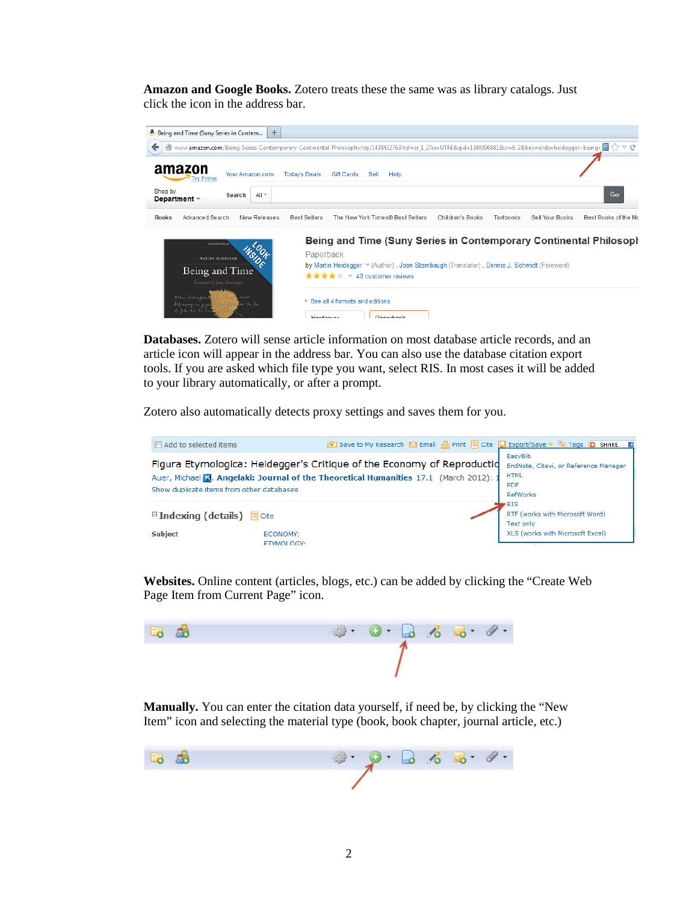**Amazon and Google Books.** Zotero treats these the same was as library catalogs. Just click the icon in the address bar.

**Databases.** Zotero will sense article information on most database article records, and an article icon will appear in the address bar. You can also use the database citation export tools. If you are asked which file type you want, select RIS. In most cases it will be added to your library automatically, or after a prompt.

Zotero also automatically detects proxy settings and saves them for you.

**Websites.** Online content (articles, blogs, etc.) can be added by clicking the "Create Web Page Item from Current Page" icon.

**Manually.** You can enter the citation data yourself, if need be, by clicking the "New Item" icon and selecting the material type (book, book chapter, journal article, etc.)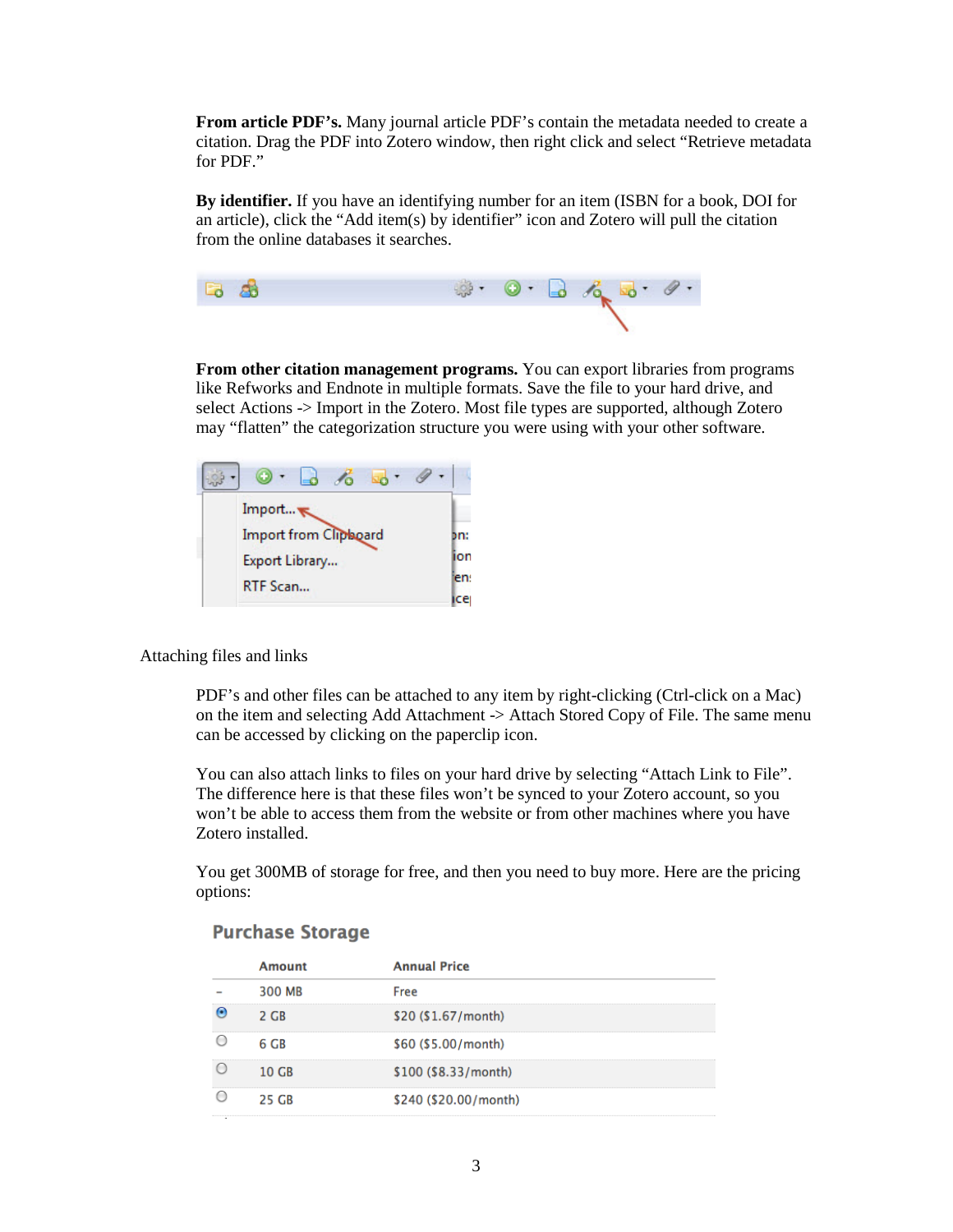**From article PDF's.** Many journal article PDF's contain the metadata needed to create a citation. Drag the PDF into Zotero window, then right click and select "Retrieve metadata for PDF."

**By identifier.** If you have an identifying number for an item (ISBN for a book, DOI for an article), click the "Add item(s) by identifier" icon and Zotero will pull the citation from the online databases it searches.

**From other citation management programs.** You can export libraries from programs like Refworks and Endnote in multiple formats. Save the file to your hard drive, and select Actions -> Import in the Zotero. Most file types are supported, although Zotero may "flatten" the categorization structure you were using with your other software.

Attaching files and links

PDF's and other files can be attached to any item by right-clicking (Ctrl-click on a Mac) on the item and selecting Add Attachment -> Attach Stored Copy of File. The same menu can be accessed by clicking on the paperclip icon.

You can also attach links to files on your hard drive by selecting "Attach Link to File". The difference here is that these files won't be synced to your Zotero account, so you won't be able to access them from the website or from other machines where you have Zotero installed.

You get 300MB of storage for free, and then you need to buy more. Here are the pricing options:

**Purchase Storage**

| | Amount | Annual Price |
|---|---|---|
| - | 300 MB | Free |
| ◉ | 2 GB | $20 ($1.67/month) |
| ○ | 6 GB | $60 ($5.00/month) |
| ○ | 10 GB | $100 ($8.33/month) |
| ○ | 25 GB | $240 ($20.00/month) |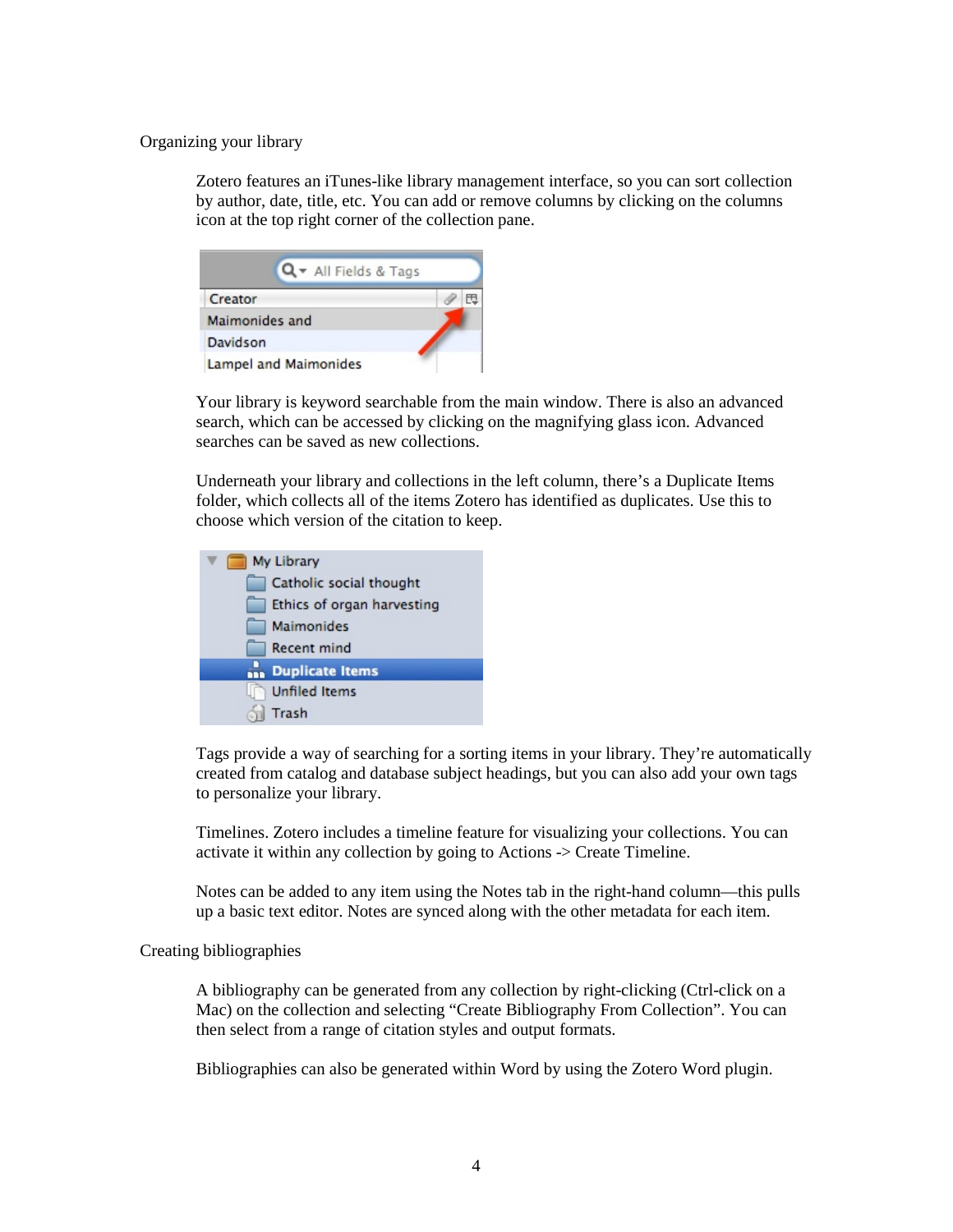## Organizing your library

Zotero features an iTunes-like library management interface, so you can sort collection by author, date, title, etc. You can add or remove columns by clicking on the columns icon at the top right corner of the collection pane.

Your library is keyword searchable from the main window. There is also an advanced search, which can be accessed by clicking on the magnifying glass icon. Advanced searches can be saved as new collections.

Underneath your library and collections in the left column, there's a Duplicate Items folder, which collects all of the items Zotero has identified as duplicates. Use this to choose which version of the citation to keep.

Tags provide a way of searching for a sorting items in your library. They're automatically created from catalog and database subject headings, but you can also add your own tags to personalize your library.

Timelines. Zotero includes a timeline feature for visualizing your collections. You can activate it within any collection by going to Actions -> Create Timeline.

Notes can be added to any item using the Notes tab in the right-hand column—this pulls up a basic text editor. Notes are synced along with the other metadata for each item.

## Creating bibliographies

A bibliography can be generated from any collection by right-clicking (Ctrl-click on a Mac) on the collection and selecting "Create Bibliography From Collection". You can then select from a range of citation styles and output formats.

Bibliographies can also be generated within Word by using the Zotero Word plugin.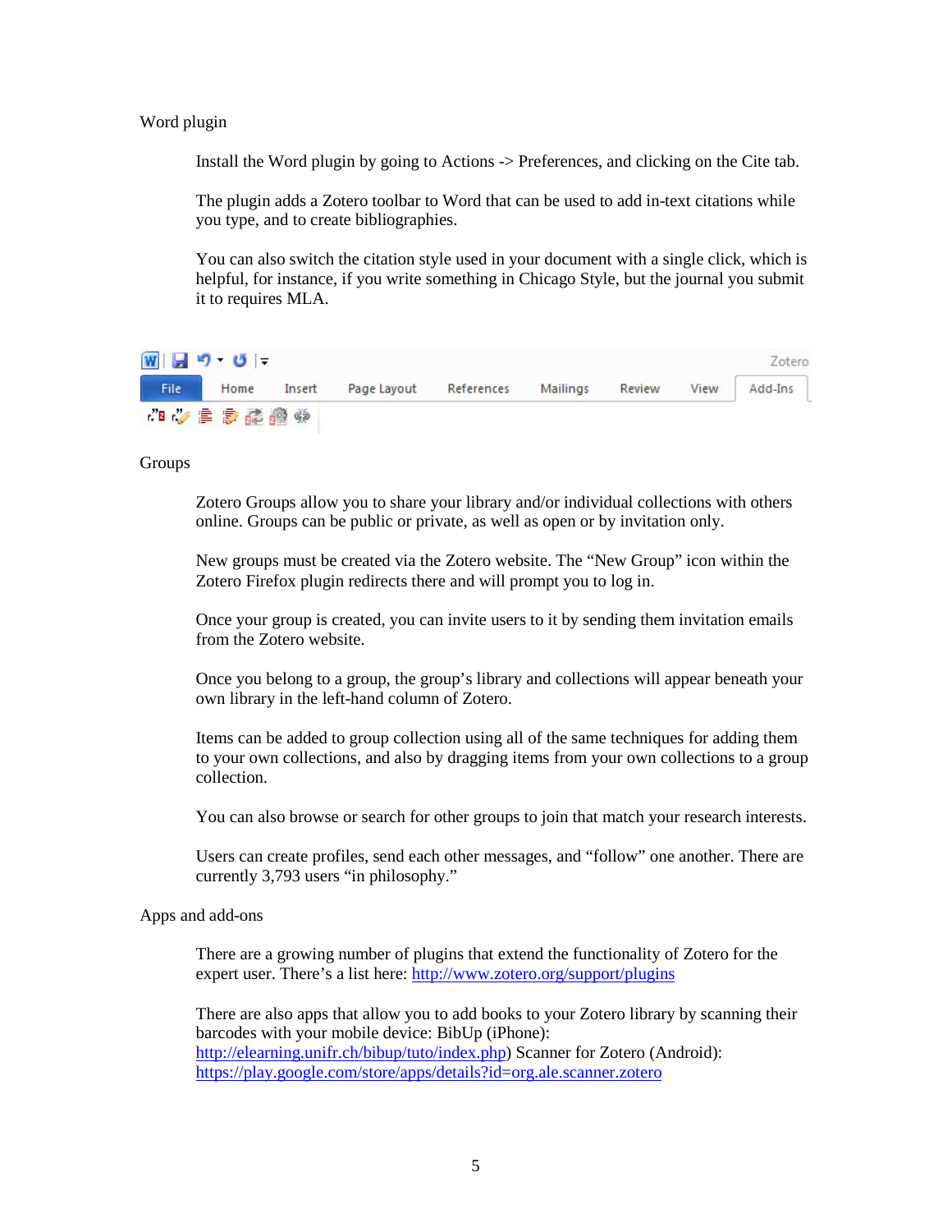## Word plugin

Install the Word plugin by going to Actions -> Preferences, and clicking on the Cite tab.

The plugin adds a Zotero toolbar to Word that can be used to add in-text citations while you type, and to create bibliographies.

You can also switch the citation style used in your document with a single click, which is helpful, for instance, if you write something in Chicago Style, but the journal you submit it to requires MLA.

## Groups

Zotero Groups allow you to share your library and/or individual collections with others online. Groups can be public or private, as well as open or by invitation only.

New groups must be created via the Zotero website. The "New Group" icon within the Zotero Firefox plugin redirects there and will prompt you to log in.

Once your group is created, you can invite users to it by sending them invitation emails from the Zotero website.

Once you belong to a group, the group's library and collections will appear beneath your own library in the left-hand column of Zotero.

Items can be added to group collection using all of the same techniques for adding them to your own collections, and also by dragging items from your own collections to a group collection.

You can also browse or search for other groups to join that match your research interests.

Users can create profiles, send each other messages, and "follow" one another. There are currently 3,793 users "in philosophy."

## Apps and add-ons

There are a growing number of plugins that extend the functionality of Zotero for the expert user. There's a list here: http://www.zotero.org/support/plugins

There are also apps that allow you to add books to your Zotero library by scanning their barcodes with your mobile device: BibUp (iPhone): http://elearning.unifr.ch/bibup/tuto/index.php) Scanner for Zotero (Android): https://play.google.com/store/apps/details?id=org.ale.scanner.zotero